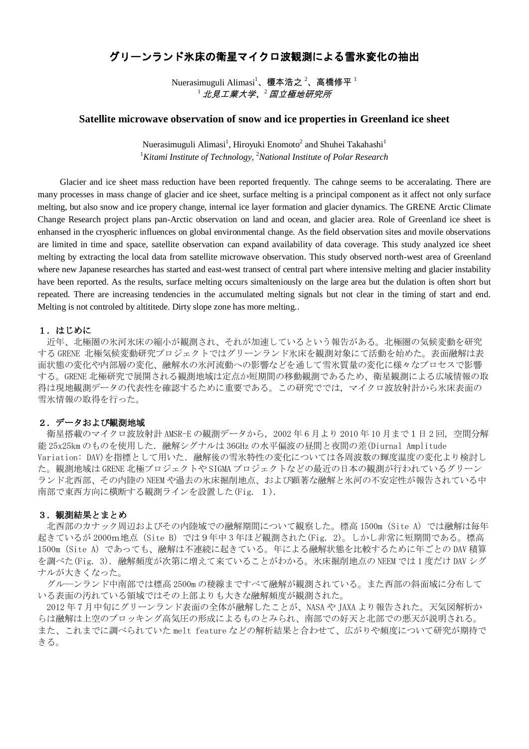# グリーンランド氷床の衛星マイクロ波観測による雪氷変化の抽出

Nuerasimuguli Alimasi[1]、榎本浩之[2]、高橋修平[1]
[1] *北見工業大学*、[2] *国立極地研究所*

## Satellite microwave observation of snow and ice properties in Greenland ice sheet

Nuerasimuguli Alimasi[1], Hiroyuki Enomoto[2] and Shuhei Takahashi[1]
[1]*Kitami Institute of Technology*, [2]*National Institute of Polar Research*

Glacier and ice sheet mass reduction have been reported frequently. The cahnge seems to be acceralating. There are many processes in mass change of glacier and ice sheet, surface melting is a principal component as it affect not only surface melting, but also snow and ice propery change, internal ice layer formation and glacier dynamics. The GRENE Arctic Climate Change Research project plans pan-Arctic observation on land and ocean, and glacier area. Role of Greenland ice sheet is enhansed in the cryospheric influences on global environmental change. As the field observation sites and movile observations are limited in time and space, satellite observation can expand availability of data coverage. This study analyzed ice sheet melting by extracting the local data from satellite microwave observation. This study observed north-west area of Greenland where new Japanese researches has started and east-west transect of central part where intensive melting and glacier instability have been reported. As the results, surface melting occurs simalteniously on the large area but the dulation is often short but repeated. There are increasing tendencies in the accumulated melting signals but not clear in the timing of start and end. Melting is not controled by altititede. Dirty slope zone has more melting..

### １．はじめに

近年、北極圏の氷河氷床の縮小が観測され、それが加速しているという報告がある。北極圏の気候変動を研究する GRENE 北極気候変動研究プロジェクトではグリーンランド氷床を観測対象にて活動を始めた。表面融解は表面状態の変化や内部層の変化、融解水の氷河流動への影響などを通して雪氷質量の変化に様々なプロセスで影響する。GRENE 北極研究で展開される観測地域は定点か短期間の移動観測であるため、衛星観測による広域情報の取得は現地観測データの代表性を確認するために重要である。この研究ででは，マイクロ波放射計から氷床表面の雪氷情報の取得を行った。

### ２．データおよび観測地域

衛星搭載のマイクロ波放射計 AMSR-E の観測データから，2002 年 6 月より 2010 年 10 月まで 1 日 2 回，空間分解能 25x25km のものを使用した．融解シグナルは 36GHz の水平偏波の昼間と夜間の差(Diurnal Amplitude Variation: DAV)を指標として用いた．融解後の雪氷特性の変化については各周波数の輝度温度の変化より検討した。観測地域は GRENE 北極プロジェクトや SIGMA プロジェクトなどの最近の日本の観測が行われているグリーンランド北西部、その内陸の NEEM や過去の氷床掘削地点、および顕著な融解と氷河の不安定性が報告されている中南部で東西方向に横断する観測ラインを設置した(Fig. １).

### ３．観測結果とまとめ

北西部のカナック周辺およびその内陸域での融解期間について観察した。標高 1500m (Site A) では融解は毎年起きているが 2000m地点 (Site B) では９年中３年ほど観測された(Fig. 2)。しかし非常に短期間である。標高 1500m (Site A) であっても、融解は不連続に起きている。年による融解状態を比較するために年ごとの DAV 積算を調べた(Fig. 3)．融解頻度が次第に増えて来ていることがわかる。氷床掘削地点の NEEM では 1 度だけ DAV シグナルが大きくなった。

グル―ンランド中南部では標高 2500m の稜線まですべて融解が観測されている。また西部の斜面域に分布している表面の汚れている領域ではその上部よりも大きな融解頻度が観測された。

2012 年 7 月中旬にグリーンランド表面の全体が融解したことが、NASA や JAXA より報告された。天気図解析からは融解は上空のブロッキング高気圧の形成によるものとみられ、南部での好天と北部での悪天が説明される。また、これまでに調べられていた melt feature などの解析結果と合わせて、広がりや頻度について研究が期待できる。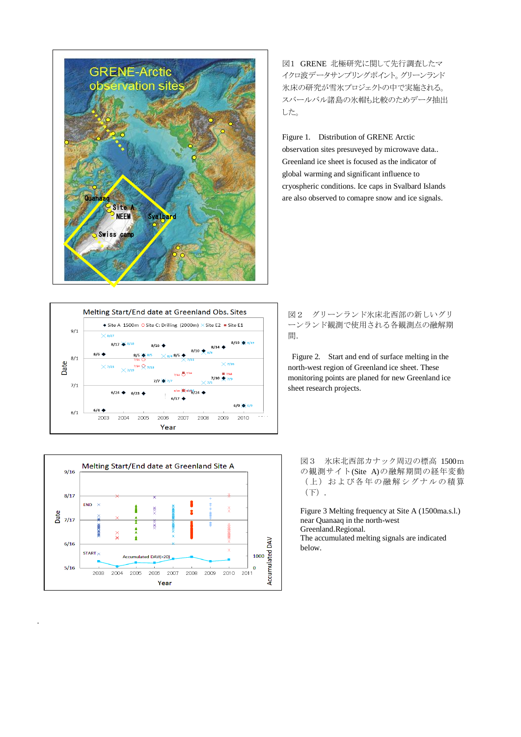GRENE-Arctic observation sites

Quanaaq

Site A

NEEM

Svalbard

Swiss camp

図1 GRENE 北極研究に関して先行調査したマイクロ波データサンプリングポイント。グリーンランド氷床の研究が雪氷プロジェクトの中で実施される。スバールバル諸島の氷帽も比較のためデータ抽出した。

Figure 1. Distribution of GRENE Arctic observation sites presuveyed by microwave data.. Greenland ice sheet is focused as the indicator of global warming and significant influence to cryospheric conditions. Ice caps in Svalbard Islands are also observed to comapre snow and ice signals.

Melting Start/End date at Greenland Obs. Sites

◆ Site A 1500m ○ Site C: Drilling (2000m) × Site E2 ■ Site E1

Date

9/1
8/1
7/1
6/1

2003 2004 2005 2006 2007 2008 2009 2010

Year

図２ グリーンランド氷床北西部の新しいグリーンランド観測で使用される各観測点の融解期間.

Figure 2. Start and end of surface melting in the north-west region of Greenland ice sheet. These monitoring points are planed for new Greenland ice sheet research projects.

Melting Start/End date at Greenland Site A

Date

9/16
8/17
7/17
6/16
5/16

END

START

Accumulated DAV(>20)

1000

0

Accumulated DAV

2003 2004 2005 2006 2007 2008 2009 2010 2011

Year

図３ 氷床北西部カナック周辺の標高 1500m の観測サイト(Site A)の融解期間の経年変動（上）および各年の融解シグナルの積算（下）.

Figure 3 Melting frequency at Site A (1500ma.s.l.) near Quanaaq in the north-west Greenland.Regional.
The accumulated melting signals are indicated below.